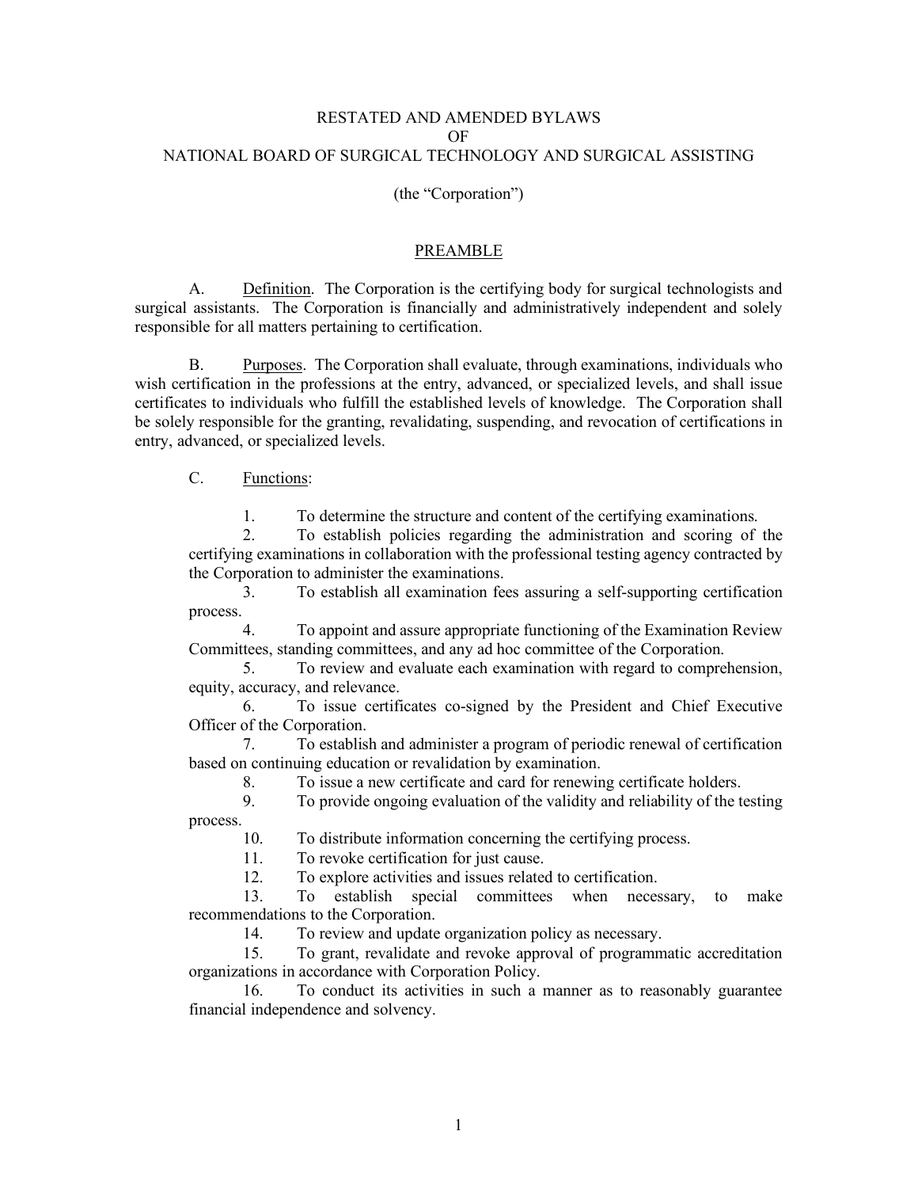# RESTATED AND AMENDED BYLAWS
# OF
# NATIONAL BOARD OF SURGICAL TECHNOLOGY AND SURGICAL ASSISTING

(the "Corporation")

## PREAMBLE

A. Definition. The Corporation is the certifying body for surgical technologists and surgical assistants. The Corporation is financially and administratively independent and solely responsible for all matters pertaining to certification.

B. Purposes. The Corporation shall evaluate, through examinations, individuals who wish certification in the professions at the entry, advanced, or specialized levels, and shall issue certificates to individuals who fulfill the established levels of knowledge. The Corporation shall be solely responsible for the granting, revalidating, suspending, and revocation of certifications in entry, advanced, or specialized levels.

C. Functions:

1. To determine the structure and content of the certifying examinations.
2. To establish policies regarding the administration and scoring of the certifying examinations in collaboration with the professional testing agency contracted by the Corporation to administer the examinations.
3. To establish all examination fees assuring a self-supporting certification process.
4. To appoint and assure appropriate functioning of the Examination Review Committees, standing committees, and any ad hoc committee of the Corporation.
5. To review and evaluate each examination with regard to comprehension, equity, accuracy, and relevance.
6. To issue certificates co-signed by the President and Chief Executive Officer of the Corporation.
7. To establish and administer a program of periodic renewal of certification based on continuing education or revalidation by examination.
8. To issue a new certificate and card for renewing certificate holders.
9. To provide ongoing evaluation of the validity and reliability of the testing process.
10. To distribute information concerning the certifying process.
11. To revoke certification for just cause.
12. To explore activities and issues related to certification.
13. To establish special committees when necessary, to make recommendations to the Corporation.
14. To review and update organization policy as necessary.
15. To grant, revalidate and revoke approval of programmatic accreditation organizations in accordance with Corporation Policy.
16. To conduct its activities in such a manner as to reasonably guarantee financial independence and solvency.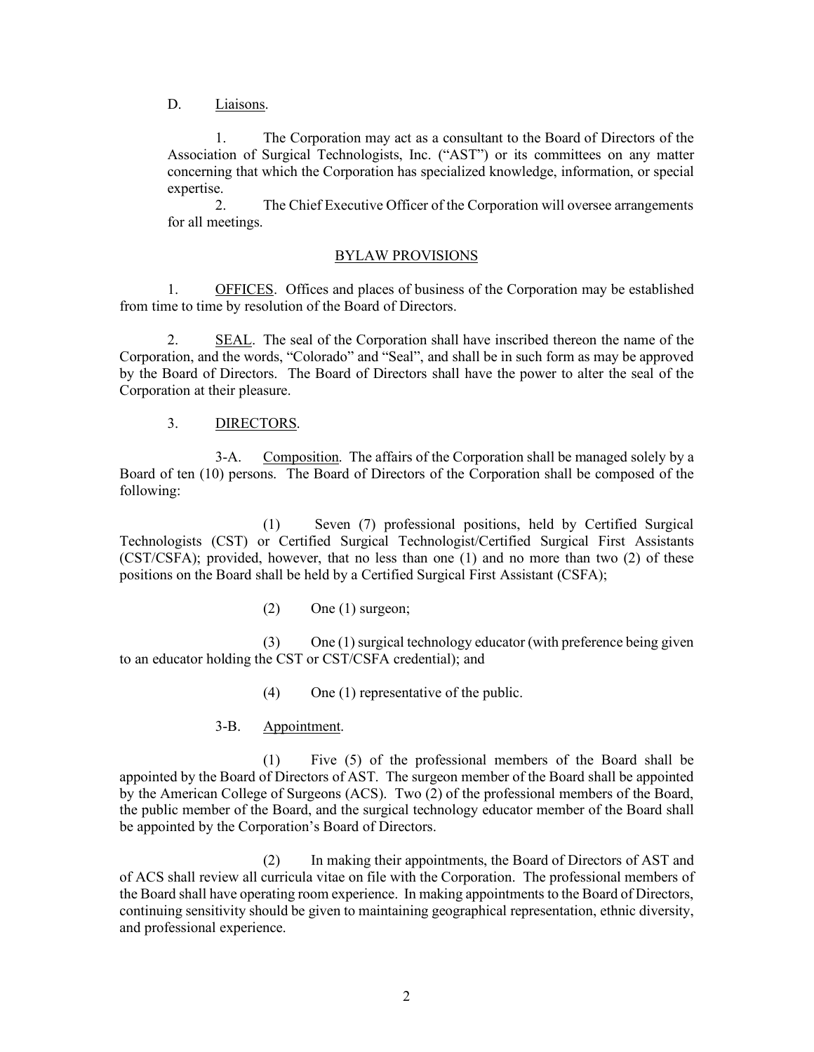D. Liaisons.

1. The Corporation may act as a consultant to the Board of Directors of the Association of Surgical Technologists, Inc. ("AST") or its committees on any matter concerning that which the Corporation has specialized knowledge, information, or special expertise.

2. The Chief Executive Officer of the Corporation will oversee arrangements for all meetings.

## BYLAW PROVISIONS

1. OFFICES. Offices and places of business of the Corporation may be established from time to time by resolution of the Board of Directors.

2. SEAL. The seal of the Corporation shall have inscribed thereon the name of the Corporation, and the words, "Colorado" and "Seal", and shall be in such form as may be approved by the Board of Directors. The Board of Directors shall have the power to alter the seal of the Corporation at their pleasure.

3. DIRECTORS.

3-A. Composition. The affairs of the Corporation shall be managed solely by a Board of ten (10) persons. The Board of Directors of the Corporation shall be composed of the following:

(1) Seven (7) professional positions, held by Certified Surgical Technologists (CST) or Certified Surgical Technologist/Certified Surgical First Assistants (CST/CSFA); provided, however, that no less than one (1) and no more than two (2) of these positions on the Board shall be held by a Certified Surgical First Assistant (CSFA);

(2) One (1) surgeon;

(3) One (1) surgical technology educator (with preference being given to an educator holding the CST or CST/CSFA credential); and

(4) One (1) representative of the public.

3-B. Appointment.

(1) Five (5) of the professional members of the Board shall be appointed by the Board of Directors of AST. The surgeon member of the Board shall be appointed by the American College of Surgeons (ACS). Two (2) of the professional members of the Board, the public member of the Board, and the surgical technology educator member of the Board shall be appointed by the Corporation's Board of Directors.

(2) In making their appointments, the Board of Directors of AST and of ACS shall review all curricula vitae on file with the Corporation. The professional members of the Board shall have operating room experience. In making appointments to the Board of Directors, continuing sensitivity should be given to maintaining geographical representation, ethnic diversity, and professional experience.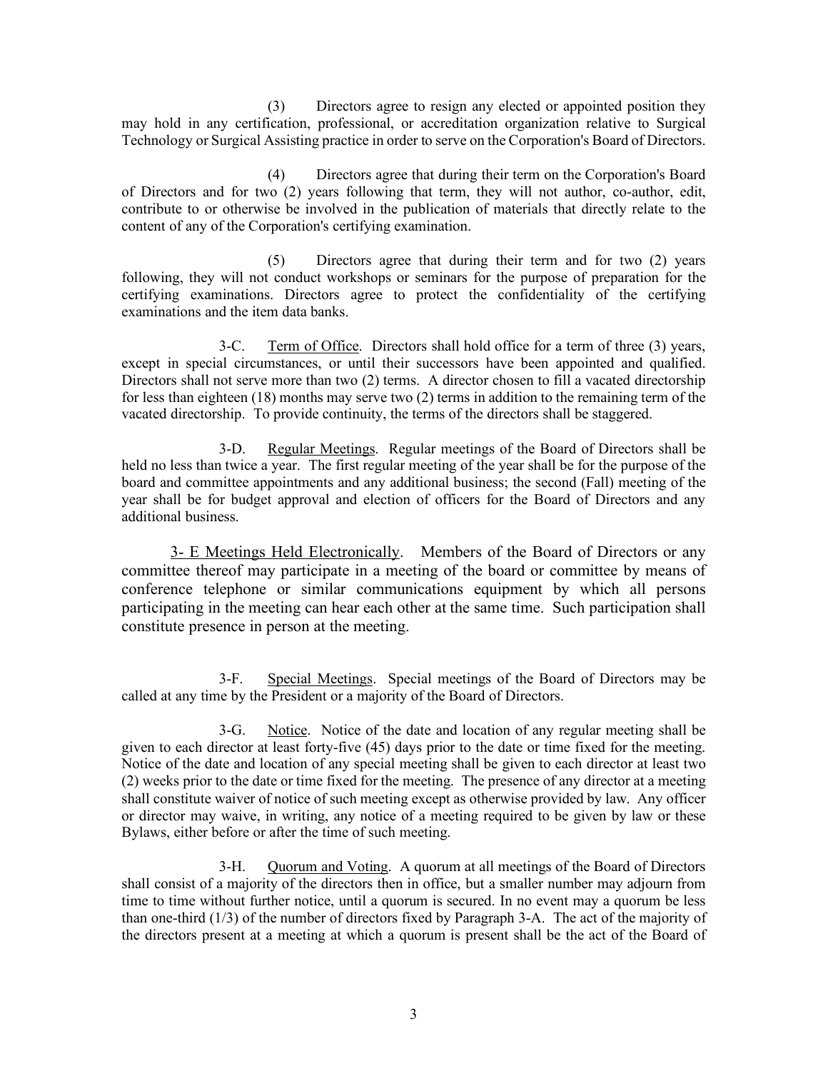(3) Directors agree to resign any elected or appointed position they may hold in any certification, professional, or accreditation organization relative to Surgical Technology or Surgical Assisting practice in order to serve on the Corporation's Board of Directors.

(4) Directors agree that during their term on the Corporation's Board of Directors and for two (2) years following that term, they will not author, co-author, edit, contribute to or otherwise be involved in the publication of materials that directly relate to the content of any of the Corporation's certifying examination.

(5) Directors agree that during their term and for two (2) years following, they will not conduct workshops or seminars for the purpose of preparation for the certifying examinations. Directors agree to protect the confidentiality of the certifying examinations and the item data banks.

3-C. Term of Office. Directors shall hold office for a term of three (3) years, except in special circumstances, or until their successors have been appointed and qualified. Directors shall not serve more than two (2) terms. A director chosen to fill a vacated directorship for less than eighteen (18) months may serve two (2) terms in addition to the remaining term of the vacated directorship. To provide continuity, the terms of the directors shall be staggered.

3-D. Regular Meetings. Regular meetings of the Board of Directors shall be held no less than twice a year. The first regular meeting of the year shall be for the purpose of the board and committee appointments and any additional business; the second (Fall) meeting of the year shall be for budget approval and election of officers for the Board of Directors and any additional business.

3- E Meetings Held Electronically. Members of the Board of Directors or any committee thereof may participate in a meeting of the board or committee by means of conference telephone or similar communications equipment by which all persons participating in the meeting can hear each other at the same time. Such participation shall constitute presence in person at the meeting.

3-F. Special Meetings. Special meetings of the Board of Directors may be called at any time by the President or a majority of the Board of Directors.

3-G. Notice. Notice of the date and location of any regular meeting shall be given to each director at least forty-five (45) days prior to the date or time fixed for the meeting. Notice of the date and location of any special meeting shall be given to each director at least two (2) weeks prior to the date or time fixed for the meeting. The presence of any director at a meeting shall constitute waiver of notice of such meeting except as otherwise provided by law. Any officer or director may waive, in writing, any notice of a meeting required to be given by law or these Bylaws, either before or after the time of such meeting.

3-H. Quorum and Voting. A quorum at all meetings of the Board of Directors shall consist of a majority of the directors then in office, but a smaller number may adjourn from time to time without further notice, until a quorum is secured. In no event may a quorum be less than one-third (1/3) of the number of directors fixed by Paragraph 3-A. The act of the majority of the directors present at a meeting at which a quorum is present shall be the act of the Board of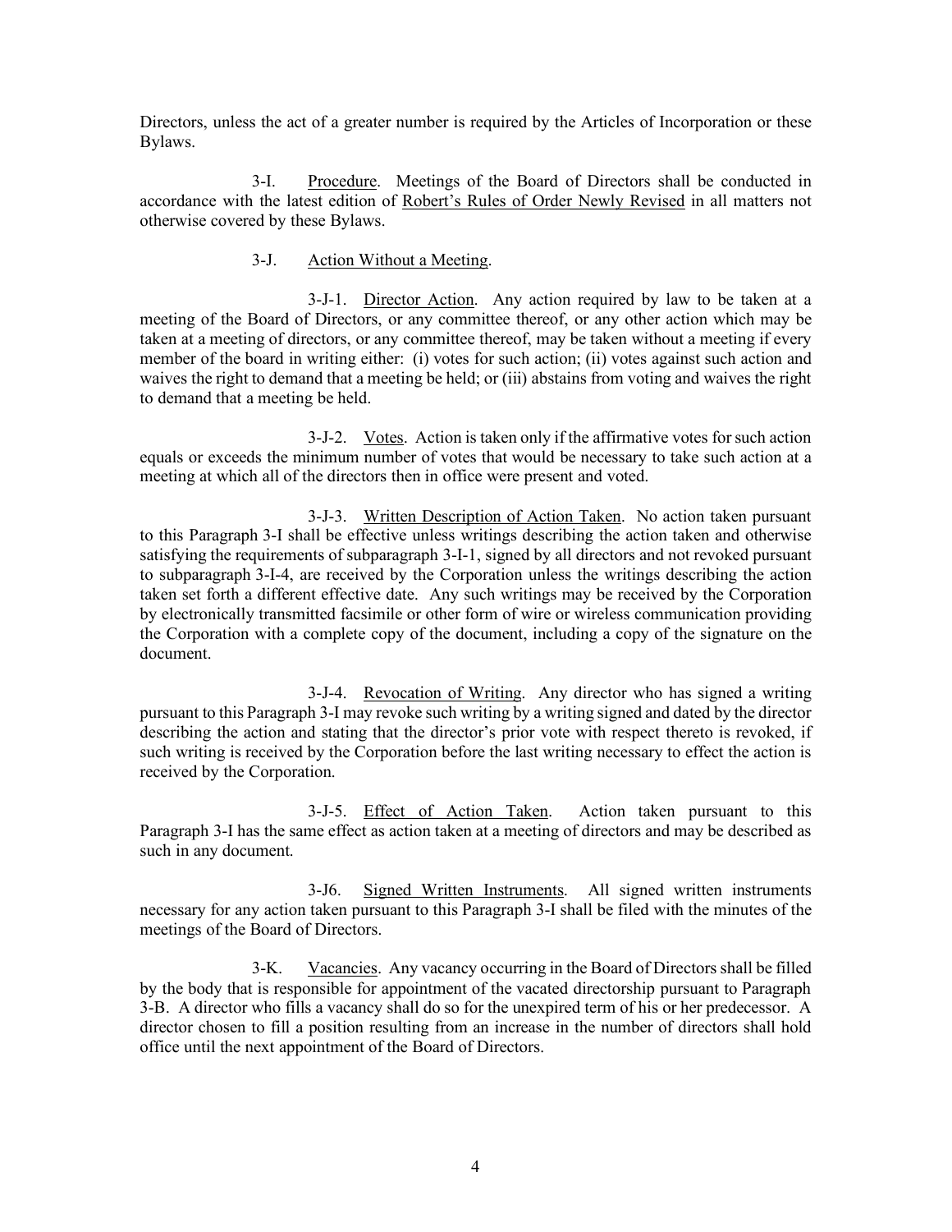Directors, unless the act of a greater number is required by the Articles of Incorporation or these Bylaws.

3-I. Procedure. Meetings of the Board of Directors shall be conducted in accordance with the latest edition of Robert's Rules of Order Newly Revised in all matters not otherwise covered by these Bylaws.

3-J. Action Without a Meeting.

3-J-1. Director Action. Any action required by law to be taken at a meeting of the Board of Directors, or any committee thereof, or any other action which may be taken at a meeting of directors, or any committee thereof, may be taken without a meeting if every member of the board in writing either: (i) votes for such action; (ii) votes against such action and waives the right to demand that a meeting be held; or (iii) abstains from voting and waives the right to demand that a meeting be held.

3-J-2. Votes. Action is taken only if the affirmative votes for such action equals or exceeds the minimum number of votes that would be necessary to take such action at a meeting at which all of the directors then in office were present and voted.

3-J-3. Written Description of Action Taken. No action taken pursuant to this Paragraph 3-I shall be effective unless writings describing the action taken and otherwise satisfying the requirements of subparagraph 3-I-1, signed by all directors and not revoked pursuant to subparagraph 3-I-4, are received by the Corporation unless the writings describing the action taken set forth a different effective date. Any such writings may be received by the Corporation by electronically transmitted facsimile or other form of wire or wireless communication providing the Corporation with a complete copy of the document, including a copy of the signature on the document.

3-J-4. Revocation of Writing. Any director who has signed a writing pursuant to this Paragraph 3-I may revoke such writing by a writing signed and dated by the director describing the action and stating that the director's prior vote with respect thereto is revoked, if such writing is received by the Corporation before the last writing necessary to effect the action is received by the Corporation.

3-J-5. Effect of Action Taken. Action taken pursuant to this Paragraph 3-I has the same effect as action taken at a meeting of directors and may be described as such in any document.

3-J6. Signed Written Instruments. All signed written instruments necessary for any action taken pursuant to this Paragraph 3-I shall be filed with the minutes of the meetings of the Board of Directors.

3-K. Vacancies. Any vacancy occurring in the Board of Directors shall be filled by the body that is responsible for appointment of the vacated directorship pursuant to Paragraph 3-B. A director who fills a vacancy shall do so for the unexpired term of his or her predecessor. A director chosen to fill a position resulting from an increase in the number of directors shall hold office until the next appointment of the Board of Directors.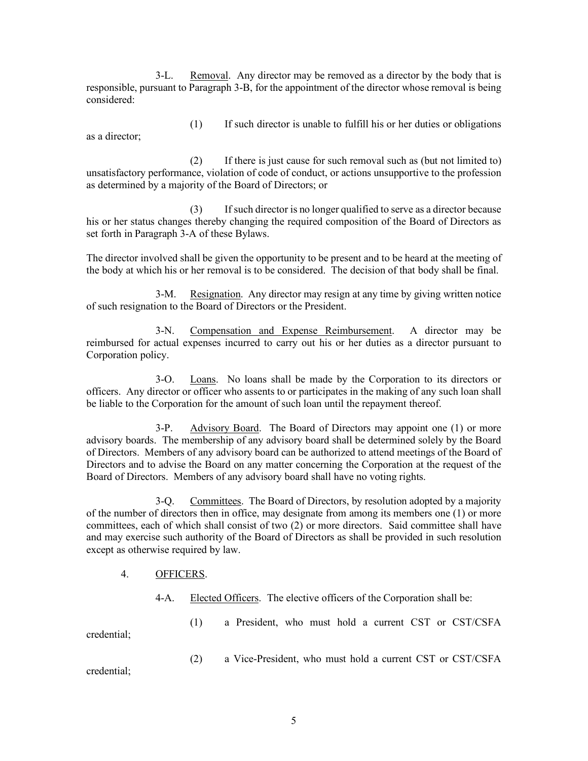3-L. Removal. Any director may be removed as a director by the body that is responsible, pursuant to Paragraph 3-B, for the appointment of the director whose removal is being considered:

(1) If such director is unable to fulfill his or her duties or obligations as a director;

(2) If there is just cause for such removal such as (but not limited to) unsatisfactory performance, violation of code of conduct, or actions unsupportive to the profession as determined by a majority of the Board of Directors; or

(3) If such director is no longer qualified to serve as a director because his or her status changes thereby changing the required composition of the Board of Directors as set forth in Paragraph 3-A of these Bylaws.

The director involved shall be given the opportunity to be present and to be heard at the meeting of the body at which his or her removal is to be considered. The decision of that body shall be final.

3-M. Resignation. Any director may resign at any time by giving written notice of such resignation to the Board of Directors or the President.

3-N. Compensation and Expense Reimbursement. A director may be reimbursed for actual expenses incurred to carry out his or her duties as a director pursuant to Corporation policy.

3-O. Loans. No loans shall be made by the Corporation to its directors or officers. Any director or officer who assents to or participates in the making of any such loan shall be liable to the Corporation for the amount of such loan until the repayment thereof.

3-P. Advisory Board. The Board of Directors may appoint one (1) or more advisory boards. The membership of any advisory board shall be determined solely by the Board of Directors. Members of any advisory board can be authorized to attend meetings of the Board of Directors and to advise the Board on any matter concerning the Corporation at the request of the Board of Directors. Members of any advisory board shall have no voting rights.

3-Q. Committees. The Board of Directors, by resolution adopted by a majority of the number of directors then in office, may designate from among its members one (1) or more committees, each of which shall consist of two (2) or more directors. Said committee shall have and may exercise such authority of the Board of Directors as shall be provided in such resolution except as otherwise required by law.

## 4. OFFICERS.

4-A. Elected Officers. The elective officers of the Corporation shall be:

(1) a President, who must hold a current CST or CST/CSFA credential;

(2) a Vice-President, who must hold a current CST or CST/CSFA credential;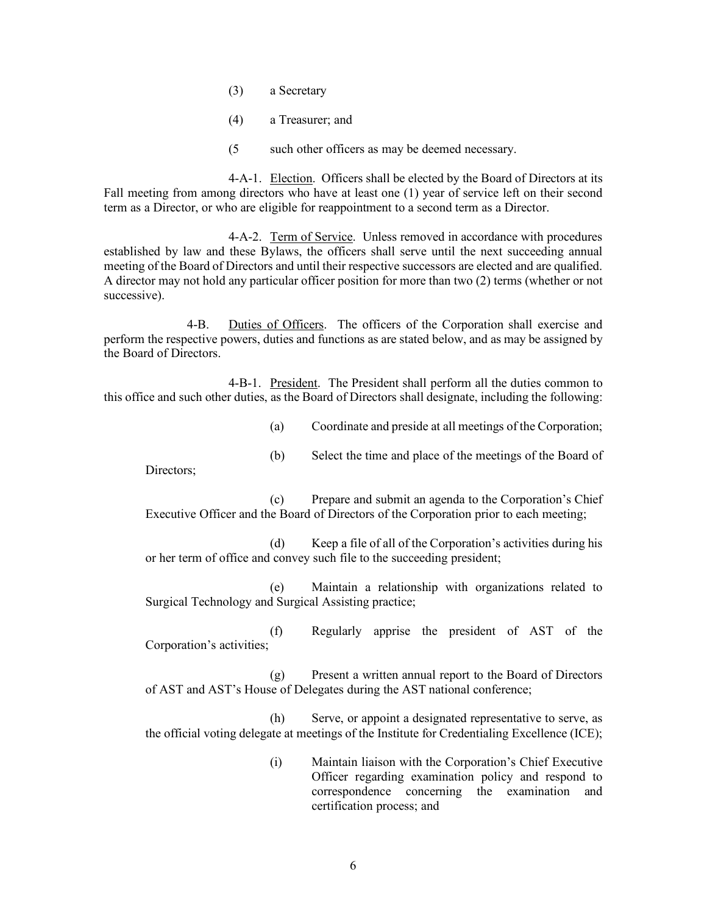(3) a Secretary

(4) a Treasurer; and

(5 such other officers as may be deemed necessary.

4-A-1. Election. Officers shall be elected by the Board of Directors at its Fall meeting from among directors who have at least one (1) year of service left on their second term as a Director, or who are eligible for reappointment to a second term as a Director.

4-A-2. Term of Service. Unless removed in accordance with procedures established by law and these Bylaws, the officers shall serve until the next succeeding annual meeting of the Board of Directors and until their respective successors are elected and are qualified. A director may not hold any particular officer position for more than two (2) terms (whether or not successive).

4-B. Duties of Officers. The officers of the Corporation shall exercise and perform the respective powers, duties and functions as are stated below, and as may be assigned by the Board of Directors.

4-B-1. President. The President shall perform all the duties common to this office and such other duties, as the Board of Directors shall designate, including the following:

(a) Coordinate and preside at all meetings of the Corporation;

(b) Select the time and place of the meetings of the Board of Directors;

(c) Prepare and submit an agenda to the Corporation's Chief Executive Officer and the Board of Directors of the Corporation prior to each meeting;

(d) Keep a file of all of the Corporation's activities during his or her term of office and convey such file to the succeeding president;

(e) Maintain a relationship with organizations related to Surgical Technology and Surgical Assisting practice;

(f) Regularly apprise the president of AST of the Corporation's activities;

(g) Present a written annual report to the Board of Directors of AST and AST's House of Delegates during the AST national conference;

(h) Serve, or appoint a designated representative to serve, as the official voting delegate at meetings of the Institute for Credentialing Excellence (ICE);

(i) Maintain liaison with the Corporation's Chief Executive Officer regarding examination policy and respond to correspondence concerning the examination and certification process; and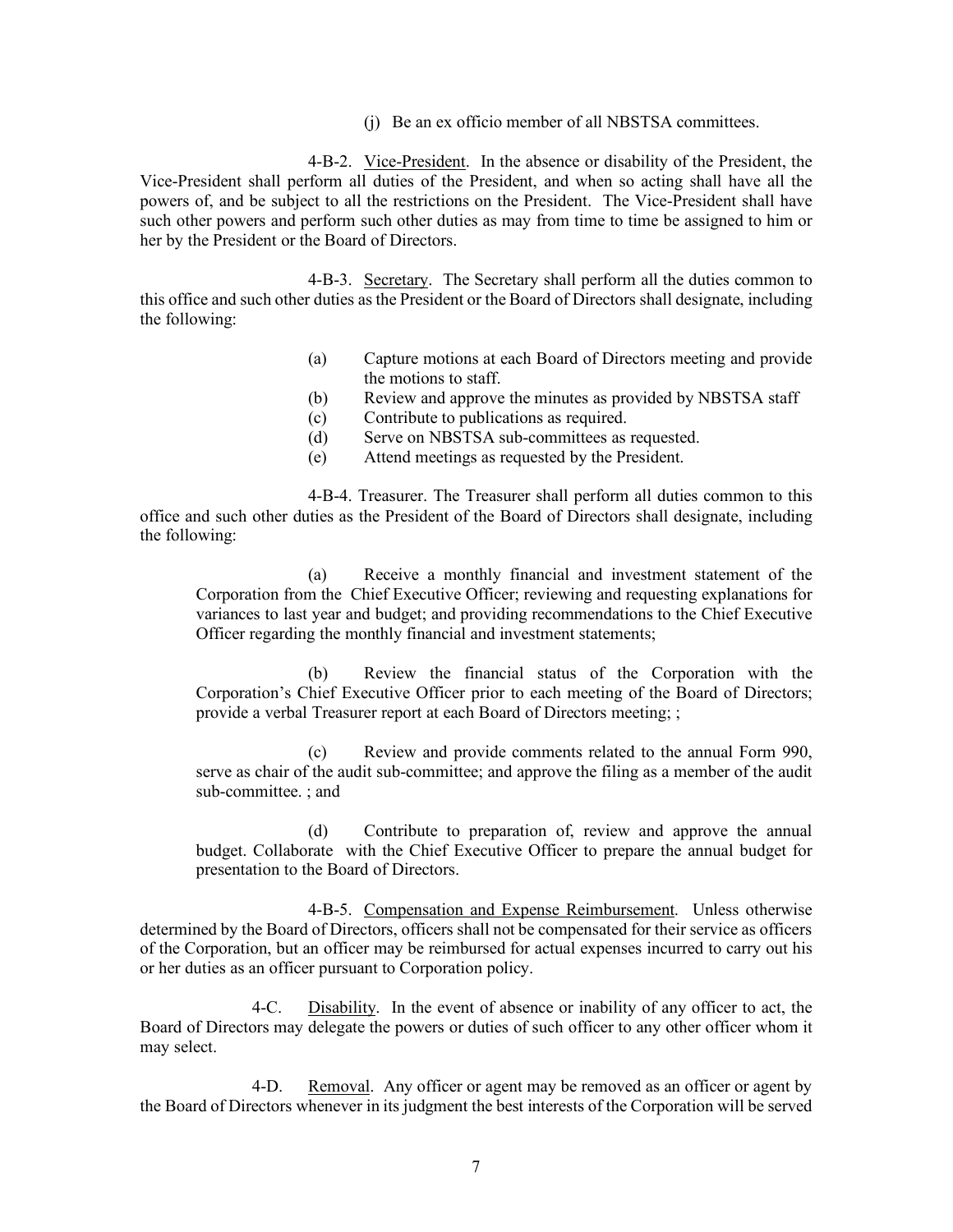(j) Be an ex officio member of all NBSTSA committees.

4-B-2. Vice-President. In the absence or disability of the President, the Vice-President shall perform all duties of the President, and when so acting shall have all the powers of, and be subject to all the restrictions on the President. The Vice-President shall have such other powers and perform such other duties as may from time to time be assigned to him or her by the President or the Board of Directors.

4-B-3. Secretary. The Secretary shall perform all the duties common to this office and such other duties as the President or the Board of Directors shall designate, including the following:

(a) Capture motions at each Board of Directors meeting and provide the motions to staff.
(b) Review and approve the minutes as provided by NBSTSA staff
(c) Contribute to publications as required.
(d) Serve on NBSTSA sub-committees as requested.
(e) Attend meetings as requested by the President.

4-B-4. Treasurer. The Treasurer shall perform all duties common to this office and such other duties as the President of the Board of Directors shall designate, including the following:

(a) Receive a monthly financial and investment statement of the Corporation from the Chief Executive Officer; reviewing and requesting explanations for variances to last year and budget; and providing recommendations to the Chief Executive Officer regarding the monthly financial and investment statements;

(b) Review the financial status of the Corporation with the Corporation's Chief Executive Officer prior to each meeting of the Board of Directors; provide a verbal Treasurer report at each Board of Directors meeting; ;

(c) Review and provide comments related to the annual Form 990, serve as chair of the audit sub-committee; and approve the filing as a member of the audit sub-committee. ; and

(d) Contribute to preparation of, review and approve the annual budget. Collaborate with the Chief Executive Officer to prepare the annual budget for presentation to the Board of Directors.

4-B-5. Compensation and Expense Reimbursement. Unless otherwise determined by the Board of Directors, officers shall not be compensated for their service as officers of the Corporation, but an officer may be reimbursed for actual expenses incurred to carry out his or her duties as an officer pursuant to Corporation policy.

4-C. Disability. In the event of absence or inability of any officer to act, the Board of Directors may delegate the powers or duties of such officer to any other officer whom it may select.

4-D. Removal. Any officer or agent may be removed as an officer or agent by the Board of Directors whenever in its judgment the best interests of the Corporation will be served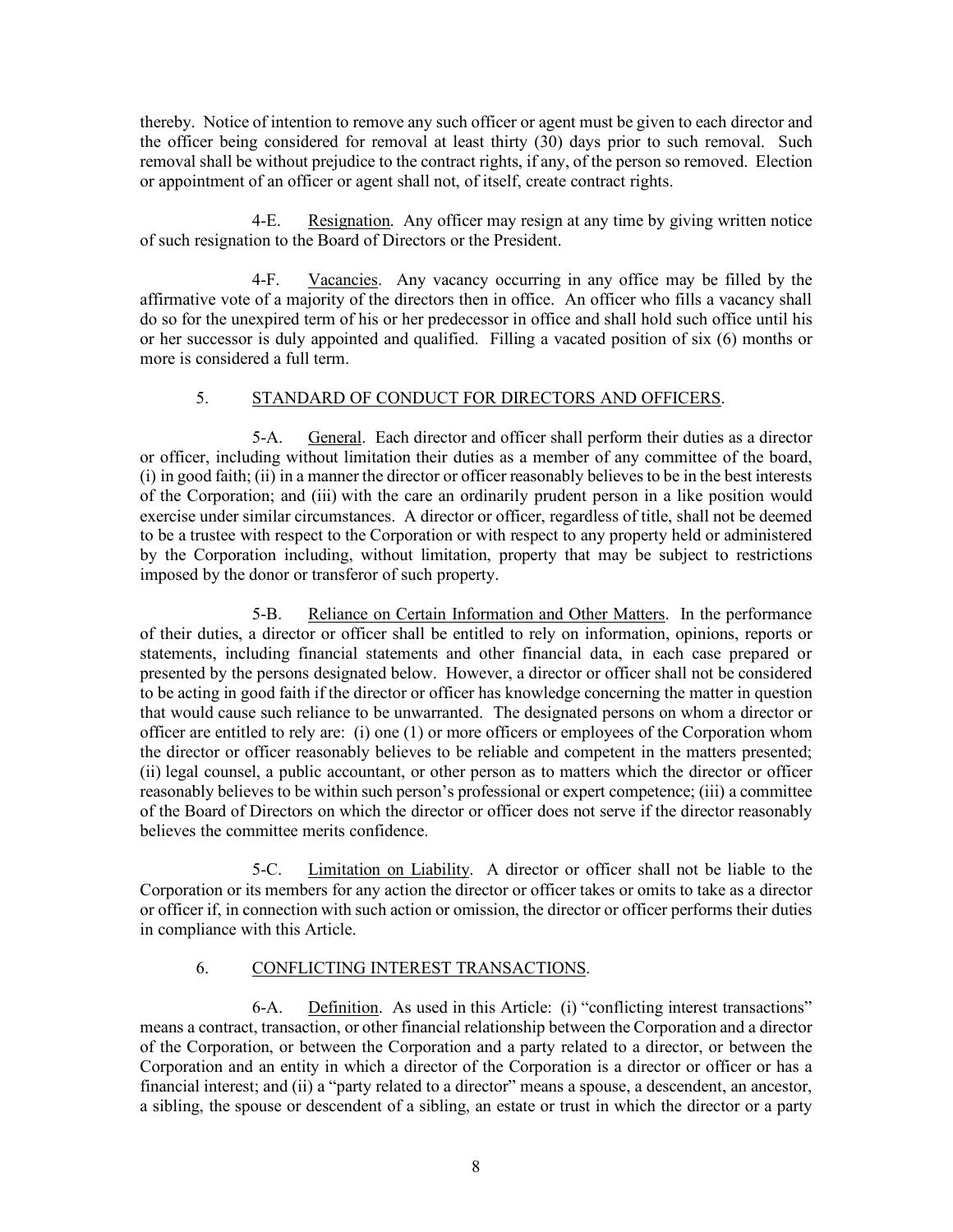thereby. Notice of intention to remove any such officer or agent must be given to each director and the officer being considered for removal at least thirty (30) days prior to such removal. Such removal shall be without prejudice to the contract rights, if any, of the person so removed. Election or appointment of an officer or agent shall not, of itself, create contract rights.

4-E. Resignation. Any officer may resign at any time by giving written notice of such resignation to the Board of Directors or the President.

4-F. Vacancies. Any vacancy occurring in any office may be filled by the affirmative vote of a majority of the directors then in office. An officer who fills a vacancy shall do so for the unexpired term of his or her predecessor in office and shall hold such office until his or her successor is duly appointed and qualified. Filling a vacated position of six (6) months or more is considered a full term.

## 5. STANDARD OF CONDUCT FOR DIRECTORS AND OFFICERS.

5-A. General. Each director and officer shall perform their duties as a director or officer, including without limitation their duties as a member of any committee of the board, (i) in good faith; (ii) in a manner the director or officer reasonably believes to be in the best interests of the Corporation; and (iii) with the care an ordinarily prudent person in a like position would exercise under similar circumstances. A director or officer, regardless of title, shall not be deemed to be a trustee with respect to the Corporation or with respect to any property held or administered by the Corporation including, without limitation, property that may be subject to restrictions imposed by the donor or transferor of such property.

5-B. Reliance on Certain Information and Other Matters. In the performance of their duties, a director or officer shall be entitled to rely on information, opinions, reports or statements, including financial statements and other financial data, in each case prepared or presented by the persons designated below. However, a director or officer shall not be considered to be acting in good faith if the director or officer has knowledge concerning the matter in question that would cause such reliance to be unwarranted. The designated persons on whom a director or officer are entitled to rely are: (i) one (1) or more officers or employees of the Corporation whom the director or officer reasonably believes to be reliable and competent in the matters presented; (ii) legal counsel, a public accountant, or other person as to matters which the director or officer reasonably believes to be within such person's professional or expert competence; (iii) a committee of the Board of Directors on which the director or officer does not serve if the director reasonably believes the committee merits confidence.

5-C. Limitation on Liability. A director or officer shall not be liable to the Corporation or its members for any action the director or officer takes or omits to take as a director or officer if, in connection with such action or omission, the director or officer performs their duties in compliance with this Article.

## 6. CONFLICTING INTEREST TRANSACTIONS.

6-A. Definition. As used in this Article: (i) "conflicting interest transactions" means a contract, transaction, or other financial relationship between the Corporation and a director of the Corporation, or between the Corporation and a party related to a director, or between the Corporation and an entity in which a director of the Corporation is a director or officer or has a financial interest; and (ii) a "party related to a director" means a spouse, a descendent, an ancestor, a sibling, the spouse or descendent of a sibling, an estate or trust in which the director or a party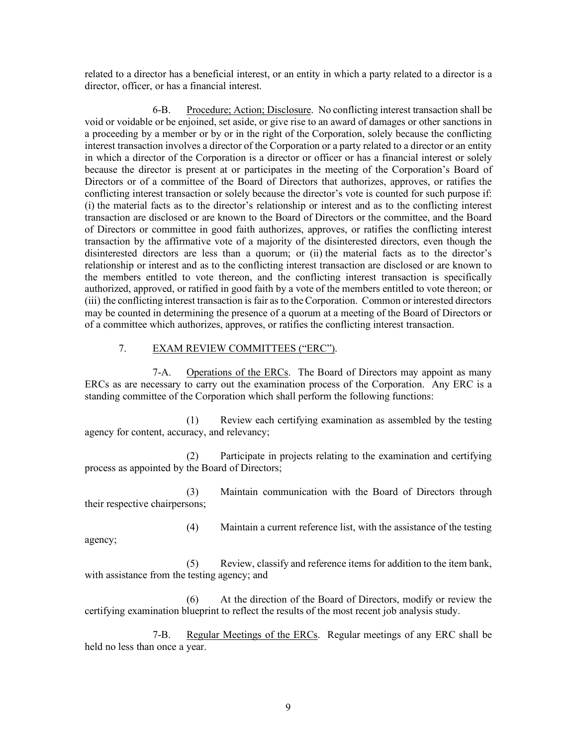related to a director has a beneficial interest, or an entity in which a party related to a director is a director, officer, or has a financial interest.

6-B. Procedure; Action; Disclosure. No conflicting interest transaction shall be void or voidable or be enjoined, set aside, or give rise to an award of damages or other sanctions in a proceeding by a member or by or in the right of the Corporation, solely because the conflicting interest transaction involves a director of the Corporation or a party related to a director or an entity in which a director of the Corporation is a director or officer or has a financial interest or solely because the director is present at or participates in the meeting of the Corporation's Board of Directors or of a committee of the Board of Directors that authorizes, approves, or ratifies the conflicting interest transaction or solely because the director's vote is counted for such purpose if: (i) the material facts as to the director's relationship or interest and as to the conflicting interest transaction are disclosed or are known to the Board of Directors or the committee, and the Board of Directors or committee in good faith authorizes, approves, or ratifies the conflicting interest transaction by the affirmative vote of a majority of the disinterested directors, even though the disinterested directors are less than a quorum; or (ii) the material facts as to the director's relationship or interest and as to the conflicting interest transaction are disclosed or are known to the members entitled to vote thereon, and the conflicting interest transaction is specifically authorized, approved, or ratified in good faith by a vote of the members entitled to vote thereon; or (iii) the conflicting interest transaction is fair as to the Corporation. Common or interested directors may be counted in determining the presence of a quorum at a meeting of the Board of Directors or of a committee which authorizes, approves, or ratifies the conflicting interest transaction.

## 7. EXAM REVIEW COMMITTEES ("ERC").

7-A. Operations of the ERCs. The Board of Directors may appoint as many ERCs as are necessary to carry out the examination process of the Corporation. Any ERC is a standing committee of the Corporation which shall perform the following functions:

(1) Review each certifying examination as assembled by the testing agency for content, accuracy, and relevancy;

(2) Participate in projects relating to the examination and certifying process as appointed by the Board of Directors;

(3) Maintain communication with the Board of Directors through their respective chairpersons;

(4) Maintain a current reference list, with the assistance of the testing agency;

(5) Review, classify and reference items for addition to the item bank, with assistance from the testing agency; and

(6) At the direction of the Board of Directors, modify or review the certifying examination blueprint to reflect the results of the most recent job analysis study.

7-B. Regular Meetings of the ERCs. Regular meetings of any ERC shall be held no less than once a year.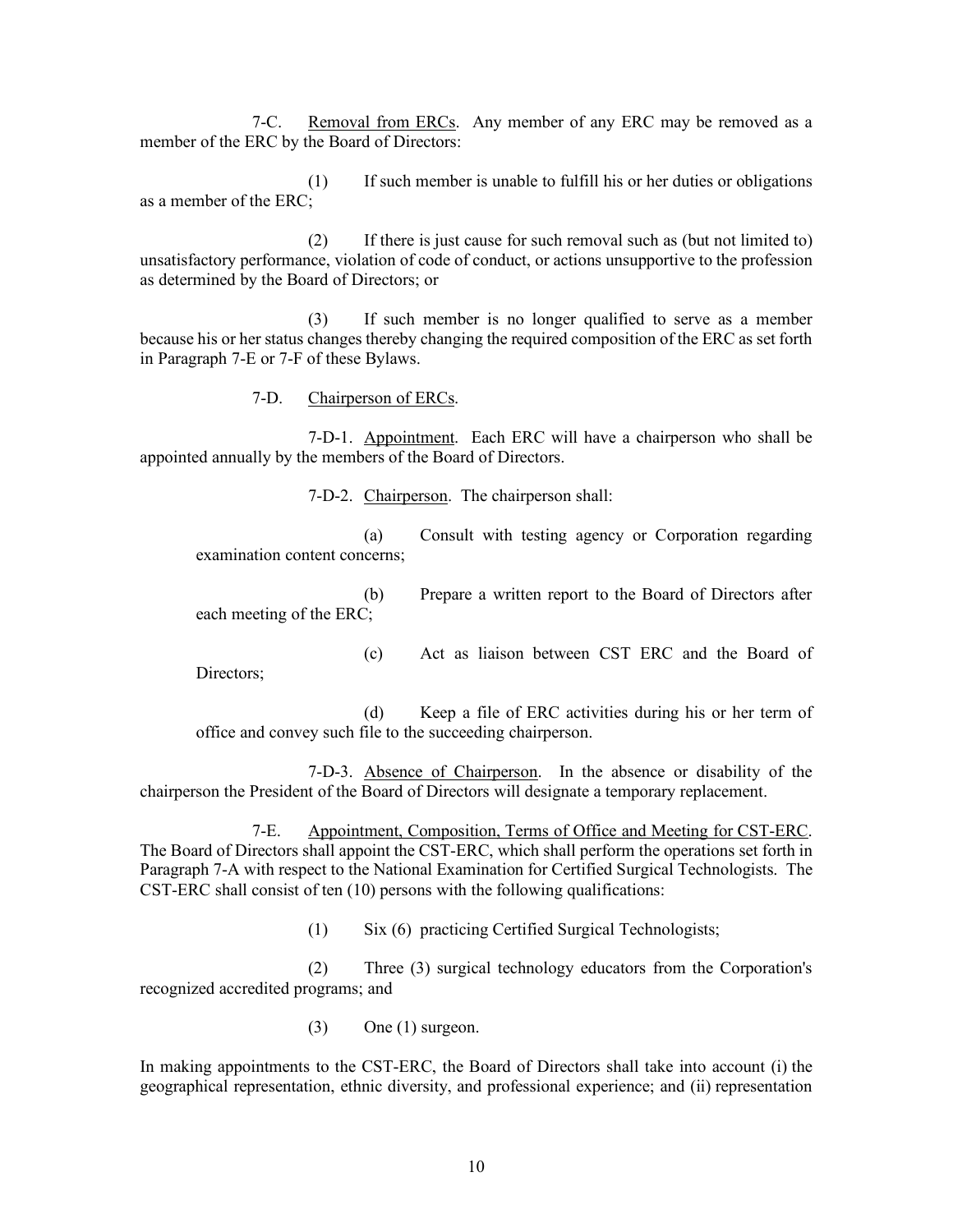7-C. Removal from ERCs. Any member of any ERC may be removed as a member of the ERC by the Board of Directors:

(1) If such member is unable to fulfill his or her duties or obligations as a member of the ERC;

(2) If there is just cause for such removal such as (but not limited to) unsatisfactory performance, violation of code of conduct, or actions unsupportive to the profession as determined by the Board of Directors; or

(3) If such member is no longer qualified to serve as a member because his or her status changes thereby changing the required composition of the ERC as set forth in Paragraph 7-E or 7-F of these Bylaws.

7-D. Chairperson of ERCs.

7-D-1. Appointment. Each ERC will have a chairperson who shall be appointed annually by the members of the Board of Directors.

7-D-2. Chairperson. The chairperson shall:

(a) Consult with testing agency or Corporation regarding examination content concerns;

(b) Prepare a written report to the Board of Directors after each meeting of the ERC;

(c) Act as liaison between CST ERC and the Board of Directors;

(d) Keep a file of ERC activities during his or her term of office and convey such file to the succeeding chairperson.

7-D-3. Absence of Chairperson. In the absence or disability of the chairperson the President of the Board of Directors will designate a temporary replacement.

7-E. Appointment, Composition, Terms of Office and Meeting for CST-ERC. The Board of Directors shall appoint the CST-ERC, which shall perform the operations set forth in Paragraph 7-A with respect to the National Examination for Certified Surgical Technologists. The CST-ERC shall consist of ten (10) persons with the following qualifications:

(1) Six (6) practicing Certified Surgical Technologists;

(2) Three (3) surgical technology educators from the Corporation's recognized accredited programs; and

(3) One (1) surgeon.

In making appointments to the CST-ERC, the Board of Directors shall take into account (i) the geographical representation, ethnic diversity, and professional experience; and (ii) representation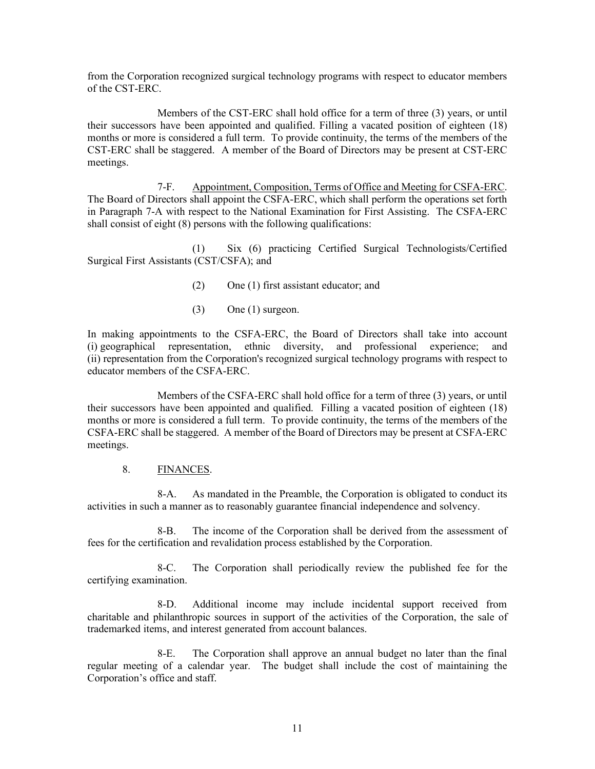from the Corporation recognized surgical technology programs with respect to educator members of the CST-ERC.

Members of the CST-ERC shall hold office for a term of three (3) years, or until their successors have been appointed and qualified. Filling a vacated position of eighteen (18) months or more is considered a full term. To provide continuity, the terms of the members of the CST-ERC shall be staggered. A member of the Board of Directors may be present at CST-ERC meetings.

7-F. Appointment, Composition, Terms of Office and Meeting for CSFA-ERC. The Board of Directors shall appoint the CSFA-ERC, which shall perform the operations set forth in Paragraph 7-A with respect to the National Examination for First Assisting. The CSFA-ERC shall consist of eight (8) persons with the following qualifications:

(1) Six (6) practicing Certified Surgical Technologists/Certified Surgical First Assistants (CST/CSFA); and

(2) One (1) first assistant educator; and

(3) One (1) surgeon.

In making appointments to the CSFA-ERC, the Board of Directors shall take into account (i) geographical representation, ethnic diversity, and professional experience; and (ii) representation from the Corporation's recognized surgical technology programs with respect to educator members of the CSFA-ERC.

Members of the CSFA-ERC shall hold office for a term of three (3) years, or until their successors have been appointed and qualified. Filling a vacated position of eighteen (18) months or more is considered a full term. To provide continuity, the terms of the members of the CSFA-ERC shall be staggered. A member of the Board of Directors may be present at CSFA-ERC meetings.

## 8. FINANCES.

8-A. As mandated in the Preamble, the Corporation is obligated to conduct its activities in such a manner as to reasonably guarantee financial independence and solvency.

8-B. The income of the Corporation shall be derived from the assessment of fees for the certification and revalidation process established by the Corporation.

8-C. The Corporation shall periodically review the published fee for the certifying examination.

8-D. Additional income may include incidental support received from charitable and philanthropic sources in support of the activities of the Corporation, the sale of trademarked items, and interest generated from account balances.

8-E. The Corporation shall approve an annual budget no later than the final regular meeting of a calendar year. The budget shall include the cost of maintaining the Corporation's office and staff.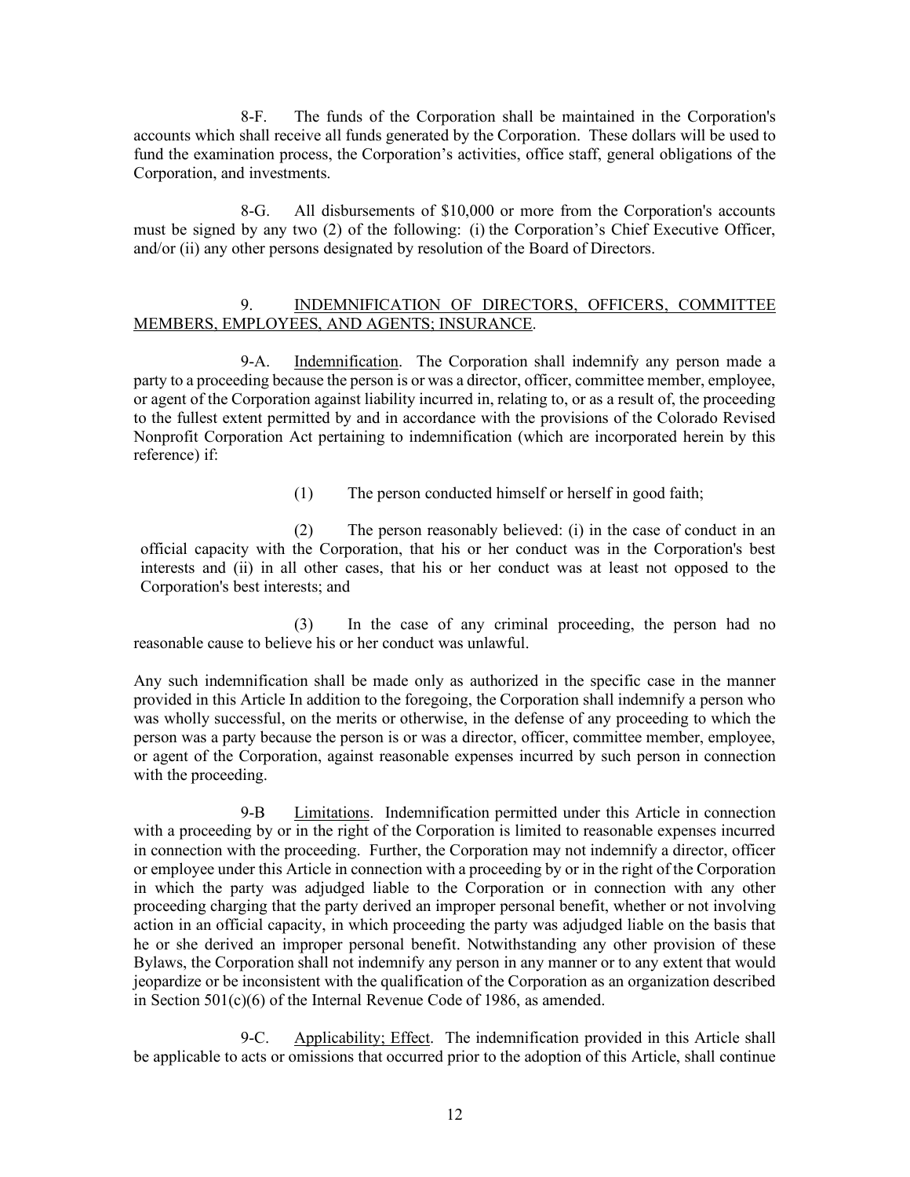8-F. The funds of the Corporation shall be maintained in the Corporation's accounts which shall receive all funds generated by the Corporation. These dollars will be used to fund the examination process, the Corporation's activities, office staff, general obligations of the Corporation, and investments.

8-G. All disbursements of $10,000 or more from the Corporation's accounts must be signed by any two (2) of the following: (i) the Corporation's Chief Executive Officer, and/or (ii) any other persons designated by resolution of the Board of Directors.

9. <u>INDEMNIFICATION OF DIRECTORS, OFFICERS, COMMITTEE MEMBERS, EMPLOYEES, AND AGENTS; INSURANCE</u>.

9-A. <u>Indemnification</u>. The Corporation shall indemnify any person made a party to a proceeding because the person is or was a director, officer, committee member, employee, or agent of the Corporation against liability incurred in, relating to, or as a result of, the proceeding to the fullest extent permitted by and in accordance with the provisions of the Colorado Revised Nonprofit Corporation Act pertaining to indemnification (which are incorporated herein by this reference) if:

(1) The person conducted himself or herself in good faith;

(2) The person reasonably believed: (i) in the case of conduct in an official capacity with the Corporation, that his or her conduct was in the Corporation's best interests and (ii) in all other cases, that his or her conduct was at least not opposed to the Corporation's best interests; and

(3) In the case of any criminal proceeding, the person had no reasonable cause to believe his or her conduct was unlawful.

Any such indemnification shall be made only as authorized in the specific case in the manner provided in this Article In addition to the foregoing, the Corporation shall indemnify a person who was wholly successful, on the merits or otherwise, in the defense of any proceeding to which the person was a party because the person is or was a director, officer, committee member, employee, or agent of the Corporation, against reasonable expenses incurred by such person in connection with the proceeding.

9-B <u>Limitations</u>. Indemnification permitted under this Article in connection with a proceeding by or in the right of the Corporation is limited to reasonable expenses incurred in connection with the proceeding. Further, the Corporation may not indemnify a director, officer or employee under this Article in connection with a proceeding by or in the right of the Corporation in which the party was adjudged liable to the Corporation or in connection with any other proceeding charging that the party derived an improper personal benefit, whether or not involving action in an official capacity, in which proceeding the party was adjudged liable on the basis that he or she derived an improper personal benefit. Notwithstanding any other provision of these Bylaws, the Corporation shall not indemnify any person in any manner or to any extent that would jeopardize or be inconsistent with the qualification of the Corporation as an organization described in Section 501(c)(6) of the Internal Revenue Code of 1986, as amended.

9-C. <u>Applicability; Effect</u>. The indemnification provided in this Article shall be applicable to acts or omissions that occurred prior to the adoption of this Article, shall continue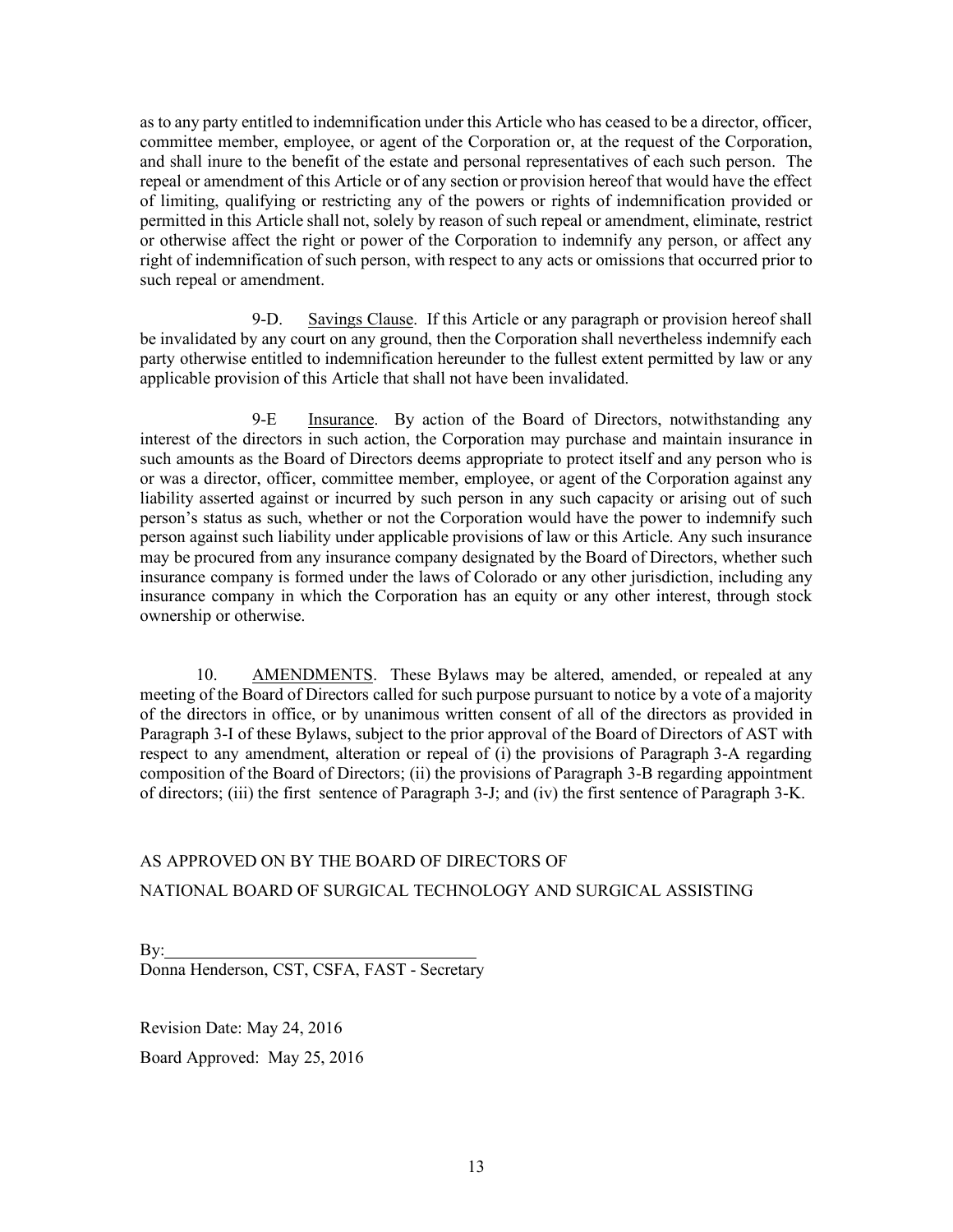as to any party entitled to indemnification under this Article who has ceased to be a director, officer, committee member, employee, or agent of the Corporation or, at the request of the Corporation, and shall inure to the benefit of the estate and personal representatives of each such person. The repeal or amendment of this Article or of any section or provision hereof that would have the effect of limiting, qualifying or restricting any of the powers or rights of indemnification provided or permitted in this Article shall not, solely by reason of such repeal or amendment, eliminate, restrict or otherwise affect the right or power of the Corporation to indemnify any person, or affect any right of indemnification of such person, with respect to any acts or omissions that occurred prior to such repeal or amendment.

9-D. Savings Clause. If this Article or any paragraph or provision hereof shall be invalidated by any court on any ground, then the Corporation shall nevertheless indemnify each party otherwise entitled to indemnification hereunder to the fullest extent permitted by law or any applicable provision of this Article that shall not have been invalidated.

9-E Insurance. By action of the Board of Directors, notwithstanding any interest of the directors in such action, the Corporation may purchase and maintain insurance in such amounts as the Board of Directors deems appropriate to protect itself and any person who is or was a director, officer, committee member, employee, or agent of the Corporation against any liability asserted against or incurred by such person in any such capacity or arising out of such person's status as such, whether or not the Corporation would have the power to indemnify such person against such liability under applicable provisions of law or this Article. Any such insurance may be procured from any insurance company designated by the Board of Directors, whether such insurance company is formed under the laws of Colorado or any other jurisdiction, including any insurance company in which the Corporation has an equity or any other interest, through stock ownership or otherwise.

10. AMENDMENTS. These Bylaws may be altered, amended, or repealed at any meeting of the Board of Directors called for such purpose pursuant to notice by a vote of a majority of the directors in office, or by unanimous written consent of all of the directors as provided in Paragraph 3-I of these Bylaws, subject to the prior approval of the Board of Directors of AST with respect to any amendment, alteration or repeal of (i) the provisions of Paragraph 3-A regarding composition of the Board of Directors; (ii) the provisions of Paragraph 3-B regarding appointment of directors; (iii) the first sentence of Paragraph 3-J; and (iv) the first sentence of Paragraph 3-K.

AS APPROVED ON BY THE BOARD OF DIRECTORS OF

NATIONAL BOARD OF SURGICAL TECHNOLOGY AND SURGICAL ASSISTING

By:\_\_\_\_\_\_\_\_\_\_\_\_\_\_\_\_\_\_\_\_\_\_\_\_\_\_\_\_\_\_\_\_\_\_\_

Donna Henderson, CST, CSFA, FAST - Secretary

Revision Date: May 24, 2016

Board Approved: May 25, 2016